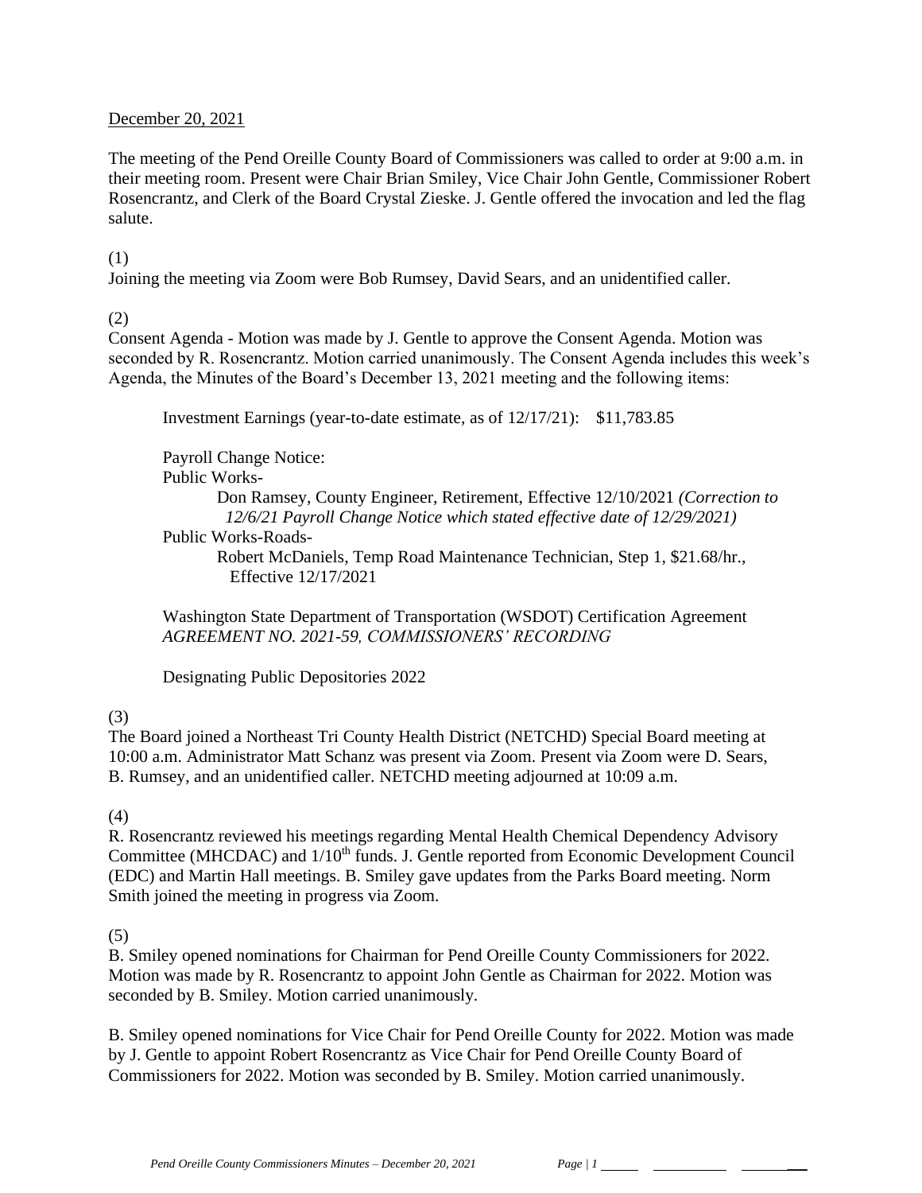December 20, 2021

The meeting of the Pend Oreille County Board of Commissioners was called to order at 9:00 a.m. in their meeting room. Present were Chair Brian Smiley, Vice Chair John Gentle, Commissioner Robert Rosencrantz, and Clerk of the Board Crystal Zieske. J. Gentle offered the invocation and led the flag salute.

(1)
Joining the meeting via Zoom were Bob Rumsey, David Sears, and an unidentified caller.

(2)
Consent Agenda - Motion was made by J. Gentle to approve the Consent Agenda. Motion was seconded by R. Rosencrantz. Motion carried unanimously. The Consent Agenda includes this week's Agenda, the Minutes of the Board's December 13, 2021 meeting and the following items:

Investment Earnings (year-to-date estimate, as of 12/17/21): $11,783.85

Payroll Change Notice:
Public Works-
Don Ramsey, County Engineer, Retirement, Effective 12/10/2021 *(Correction to 12/6/21 Payroll Change Notice which stated effective date of 12/29/2021)*
Public Works-Roads-
Robert McDaniels, Temp Road Maintenance Technician, Step 1, $21.68/hr., Effective 12/17/2021

Washington State Department of Transportation (WSDOT) Certification Agreement
*AGREEMENT NO. 2021-59, COMMISSIONERS' RECORDING*

Designating Public Depositories 2022

(3)
The Board joined a Northeast Tri County Health District (NETCHD) Special Board meeting at 10:00 a.m. Administrator Matt Schanz was present via Zoom. Present via Zoom were D. Sears, B. Rumsey, and an unidentified caller. NETCHD meeting adjourned at 10:09 a.m.

(4)
R. Rosencrantz reviewed his meetings regarding Mental Health Chemical Dependency Advisory Committee (MHCDAC) and 1/10th funds. J. Gentle reported from Economic Development Council (EDC) and Martin Hall meetings. B. Smiley gave updates from the Parks Board meeting. Norm Smith joined the meeting in progress via Zoom.

(5)
B. Smiley opened nominations for Chairman for Pend Oreille County Commissioners for 2022. Motion was made by R. Rosencrantz to appoint John Gentle as Chairman for 2022. Motion was seconded by B. Smiley. Motion carried unanimously.

B. Smiley opened nominations for Vice Chair for Pend Oreille County for 2022. Motion was made by J. Gentle to appoint Robert Rosencrantz as Vice Chair for Pend Oreille County Board of Commissioners for 2022. Motion was seconded by B. Smiley. Motion carried unanimously.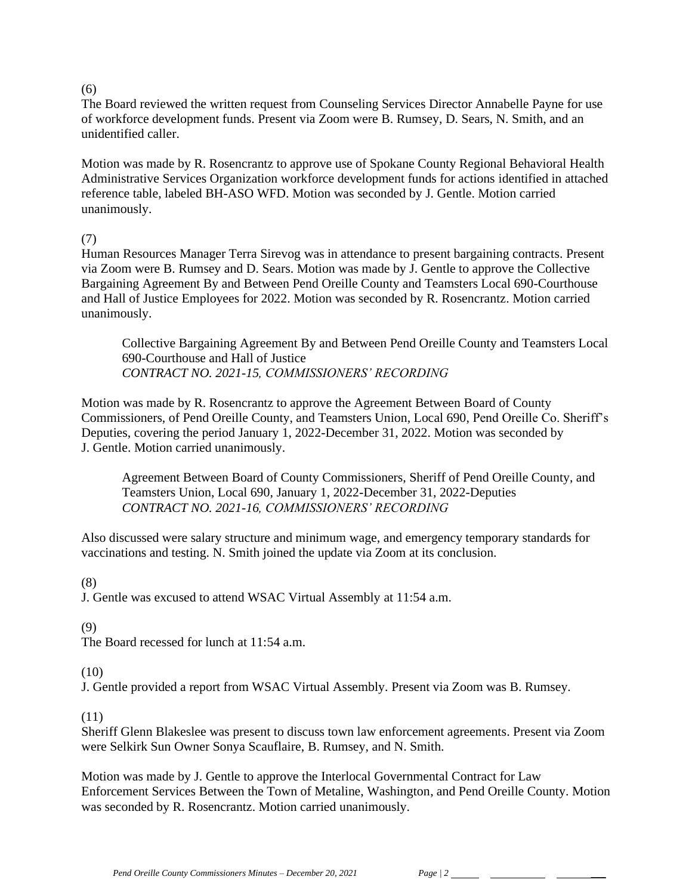(6)

The Board reviewed the written request from Counseling Services Director Annabelle Payne for use of workforce development funds. Present via Zoom were B. Rumsey, D. Sears, N. Smith, and an unidentified caller.

Motion was made by R. Rosencrantz to approve use of Spokane County Regional Behavioral Health Administrative Services Organization workforce development funds for actions identified in attached reference table, labeled BH-ASO WFD. Motion was seconded by J. Gentle. Motion carried unanimously.

(7)

Human Resources Manager Terra Sirevog was in attendance to present bargaining contracts. Present via Zoom were B. Rumsey and D. Sears. Motion was made by J. Gentle to approve the Collective Bargaining Agreement By and Between Pend Oreille County and Teamsters Local 690-Courthouse and Hall of Justice Employees for 2022. Motion was seconded by R. Rosencrantz. Motion carried unanimously.

> Collective Bargaining Agreement By and Between Pend Oreille County and Teamsters Local 690-Courthouse and Hall of Justice
> *CONTRACT NO. 2021-15, COMMISSIONERS' RECORDING*

Motion was made by R. Rosencrantz to approve the Agreement Between Board of County Commissioners, of Pend Oreille County, and Teamsters Union, Local 690, Pend Oreille Co. Sheriff's Deputies, covering the period January 1, 2022-December 31, 2022. Motion was seconded by J. Gentle. Motion carried unanimously.

> Agreement Between Board of County Commissioners, Sheriff of Pend Oreille County, and Teamsters Union, Local 690, January 1, 2022-December 31, 2022-Deputies
> *CONTRACT NO. 2021-16, COMMISSIONERS' RECORDING*

Also discussed were salary structure and minimum wage, and emergency temporary standards for vaccinations and testing. N. Smith joined the update via Zoom at its conclusion.

(8)

J. Gentle was excused to attend WSAC Virtual Assembly at 11:54 a.m.

(9)

The Board recessed for lunch at 11:54 a.m.

(10)

J. Gentle provided a report from WSAC Virtual Assembly. Present via Zoom was B. Rumsey.

(11)

Sheriff Glenn Blakeslee was present to discuss town law enforcement agreements. Present via Zoom were Selkirk Sun Owner Sonya Scauflaire, B. Rumsey, and N. Smith.

Motion was made by J. Gentle to approve the Interlocal Governmental Contract for Law Enforcement Services Between the Town of Metaline, Washington, and Pend Oreille County. Motion was seconded by R. Rosencrantz. Motion carried unanimously.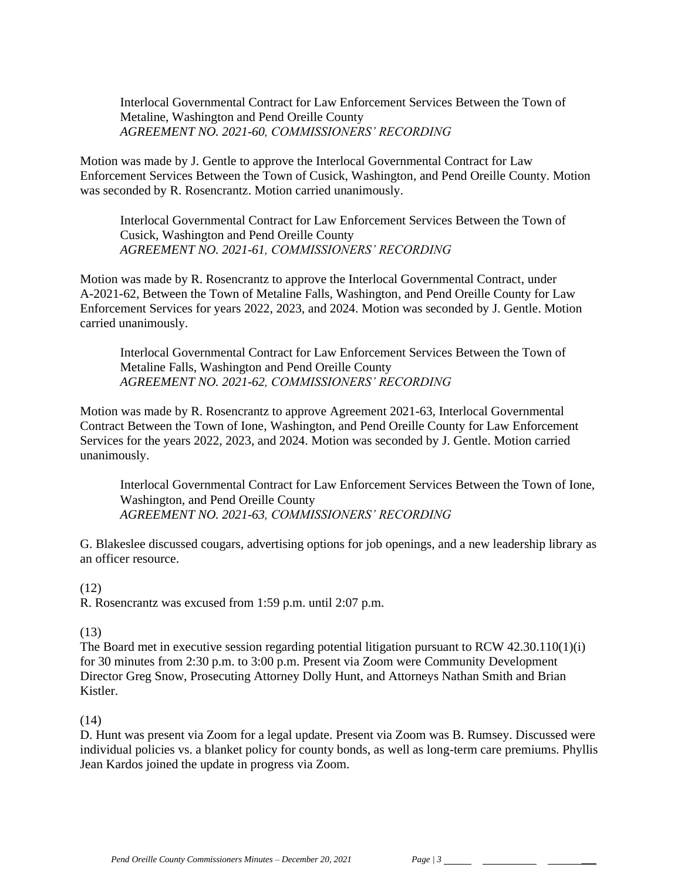Interlocal Governmental Contract for Law Enforcement Services Between the Town of Metaline, Washington and Pend Oreille County
*AGREEMENT NO. 2021-60, COMMISSIONERS' RECORDING*

Motion was made by J. Gentle to approve the Interlocal Governmental Contract for Law Enforcement Services Between the Town of Cusick, Washington, and Pend Oreille County. Motion was seconded by R. Rosencrantz. Motion carried unanimously.

Interlocal Governmental Contract for Law Enforcement Services Between the Town of Cusick, Washington and Pend Oreille County
*AGREEMENT NO. 2021-61, COMMISSIONERS' RECORDING*

Motion was made by R. Rosencrantz to approve the Interlocal Governmental Contract, under A-2021-62, Between the Town of Metaline Falls, Washington, and Pend Oreille County for Law Enforcement Services for years 2022, 2023, and 2024. Motion was seconded by J. Gentle. Motion carried unanimously.

Interlocal Governmental Contract for Law Enforcement Services Between the Town of Metaline Falls, Washington and Pend Oreille County
*AGREEMENT NO. 2021-62, COMMISSIONERS' RECORDING*

Motion was made by R. Rosencrantz to approve Agreement 2021-63, Interlocal Governmental Contract Between the Town of Ione, Washington, and Pend Oreille County for Law Enforcement Services for the years 2022, 2023, and 2024. Motion was seconded by J. Gentle. Motion carried unanimously.

Interlocal Governmental Contract for Law Enforcement Services Between the Town of Ione, Washington, and Pend Oreille County
*AGREEMENT NO. 2021-63, COMMISSIONERS' RECORDING*

G. Blakeslee discussed cougars, advertising options for job openings, and a new leadership library as an officer resource.

(12)
R. Rosencrantz was excused from 1:59 p.m. until 2:07 p.m.

(13)
The Board met in executive session regarding potential litigation pursuant to RCW 42.30.110(1)(i) for 30 minutes from 2:30 p.m. to 3:00 p.m. Present via Zoom were Community Development Director Greg Snow, Prosecuting Attorney Dolly Hunt, and Attorneys Nathan Smith and Brian Kistler.

(14)
D. Hunt was present via Zoom for a legal update. Present via Zoom was B. Rumsey. Discussed were individual policies vs. a blanket policy for county bonds, as well as long-term care premiums. Phyllis Jean Kardos joined the update in progress via Zoom.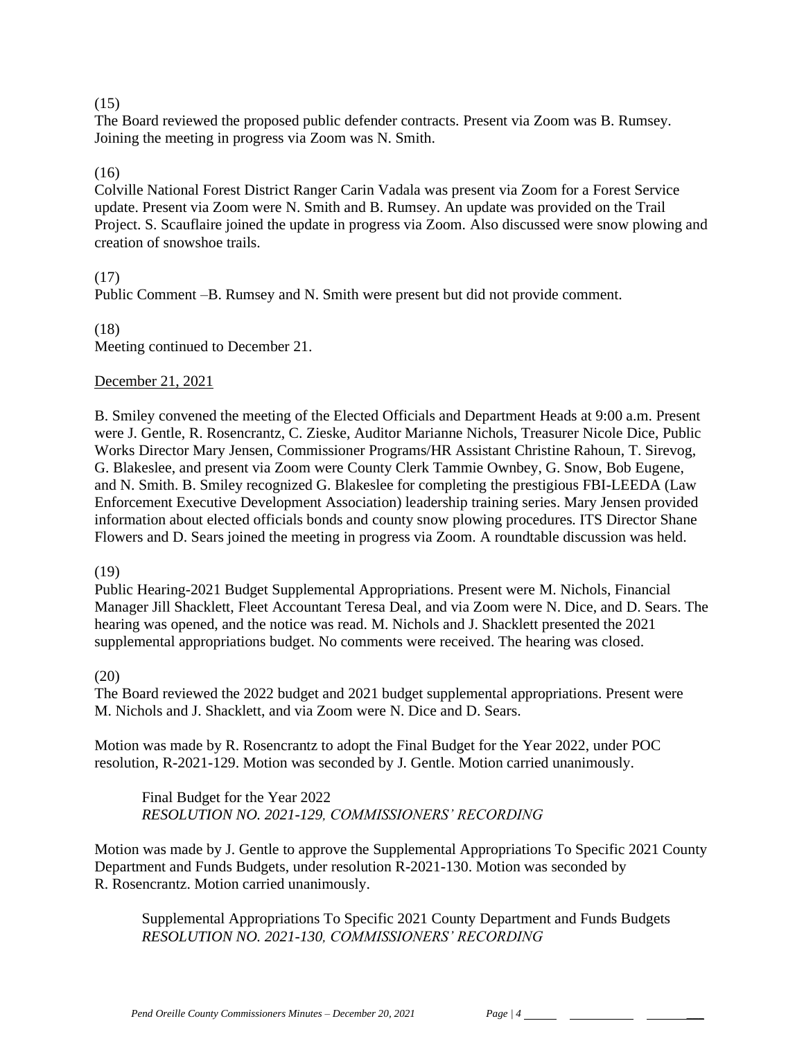(15)
The Board reviewed the proposed public defender contracts. Present via Zoom was B. Rumsey. Joining the meeting in progress via Zoom was N. Smith.

(16)
Colville National Forest District Ranger Carin Vadala was present via Zoom for a Forest Service update. Present via Zoom were N. Smith and B. Rumsey. An update was provided on the Trail Project. S. Scauflaire joined the update in progress via Zoom. Also discussed were snow plowing and creation of snowshoe trails.

(17)
Public Comment –B. Rumsey and N. Smith were present but did not provide comment.

(18)
Meeting continued to December 21.

<u>December 21, 2021</u>

B. Smiley convened the meeting of the Elected Officials and Department Heads at 9:00 a.m. Present were J. Gentle, R. Rosencrantz, C. Zieske, Auditor Marianne Nichols, Treasurer Nicole Dice, Public Works Director Mary Jensen, Commissioner Programs/HR Assistant Christine Rahoun, T. Sirevog, G. Blakeslee, and present via Zoom were County Clerk Tammie Ownbey, G. Snow, Bob Eugene, and N. Smith. B. Smiley recognized G. Blakeslee for completing the prestigious FBI-LEEDA (Law Enforcement Executive Development Association) leadership training series. Mary Jensen provided information about elected officials bonds and county snow plowing procedures. ITS Director Shane Flowers and D. Sears joined the meeting in progress via Zoom. A roundtable discussion was held.

(19)
Public Hearing-2021 Budget Supplemental Appropriations. Present were M. Nichols, Financial Manager Jill Shacklett, Fleet Accountant Teresa Deal, and via Zoom were N. Dice, and D. Sears. The hearing was opened, and the notice was read. M. Nichols and J. Shacklett presented the 2021 supplemental appropriations budget. No comments were received. The hearing was closed.

(20)
The Board reviewed the 2022 budget and 2021 budget supplemental appropriations. Present were M. Nichols and J. Shacklett, and via Zoom were N. Dice and D. Sears.

Motion was made by R. Rosencrantz to adopt the Final Budget for the Year 2022, under POC resolution, R-2021-129. Motion was seconded by J. Gentle. Motion carried unanimously.

> Final Budget for the Year 2022
> *RESOLUTION NO. 2021-129, COMMISSIONERS' RECORDING*

Motion was made by J. Gentle to approve the Supplemental Appropriations To Specific 2021 County Department and Funds Budgets, under resolution R-2021-130. Motion was seconded by R. Rosencrantz. Motion carried unanimously.

> Supplemental Appropriations To Specific 2021 County Department and Funds Budgets
> *RESOLUTION NO. 2021-130, COMMISSIONERS' RECORDING*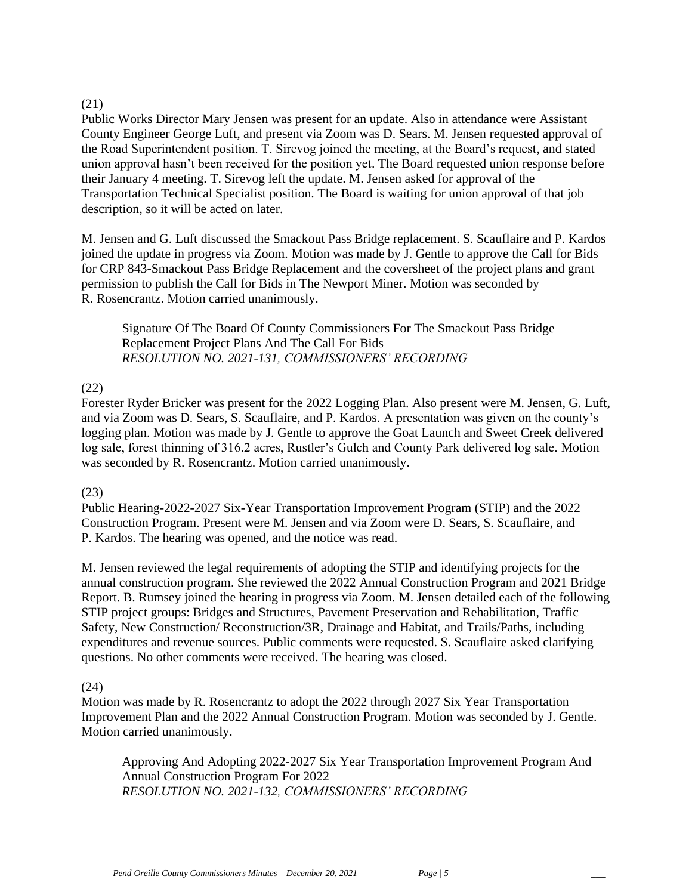(21)

Public Works Director Mary Jensen was present for an update. Also in attendance were Assistant County Engineer George Luft, and present via Zoom was D. Sears. M. Jensen requested approval of the Road Superintendent position. T. Sirevog joined the meeting, at the Board's request, and stated union approval hasn't been received for the position yet. The Board requested union response before their January 4 meeting. T. Sirevog left the update. M. Jensen asked for approval of the Transportation Technical Specialist position. The Board is waiting for union approval of that job description, so it will be acted on later.

M. Jensen and G. Luft discussed the Smackout Pass Bridge replacement. S. Scauflaire and P. Kardos joined the update in progress via Zoom. Motion was made by J. Gentle to approve the Call for Bids for CRP 843-Smackout Pass Bridge Replacement and the coversheet of the project plans and grant permission to publish the Call for Bids in The Newport Miner. Motion was seconded by R. Rosencrantz. Motion carried unanimously.

> Signature Of The Board Of County Commissioners For The Smackout Pass Bridge Replacement Project Plans And The Call For Bids
> *RESOLUTION NO. 2021-131, COMMISSIONERS' RECORDING*

(22)

Forester Ryder Bricker was present for the 2022 Logging Plan. Also present were M. Jensen, G. Luft, and via Zoom was D. Sears, S. Scauflaire, and P. Kardos. A presentation was given on the county's logging plan. Motion was made by J. Gentle to approve the Goat Launch and Sweet Creek delivered log sale, forest thinning of 316.2 acres, Rustler's Gulch and County Park delivered log sale. Motion was seconded by R. Rosencrantz. Motion carried unanimously.

(23)

Public Hearing-2022-2027 Six-Year Transportation Improvement Program (STIP) and the 2022 Construction Program. Present were M. Jensen and via Zoom were D. Sears, S. Scauflaire, and P. Kardos. The hearing was opened, and the notice was read.

M. Jensen reviewed the legal requirements of adopting the STIP and identifying projects for the annual construction program. She reviewed the 2022 Annual Construction Program and 2021 Bridge Report. B. Rumsey joined the hearing in progress via Zoom. M. Jensen detailed each of the following STIP project groups: Bridges and Structures, Pavement Preservation and Rehabilitation, Traffic Safety, New Construction/ Reconstruction/3R, Drainage and Habitat, and Trails/Paths, including expenditures and revenue sources. Public comments were requested. S. Scauflaire asked clarifying questions. No other comments were received. The hearing was closed.

(24)

Motion was made by R. Rosencrantz to adopt the 2022 through 2027 Six Year Transportation Improvement Plan and the 2022 Annual Construction Program. Motion was seconded by J. Gentle. Motion carried unanimously.

> Approving And Adopting 2022-2027 Six Year Transportation Improvement Program And Annual Construction Program For 2022
> *RESOLUTION NO. 2021-132, COMMISSIONERS' RECORDING*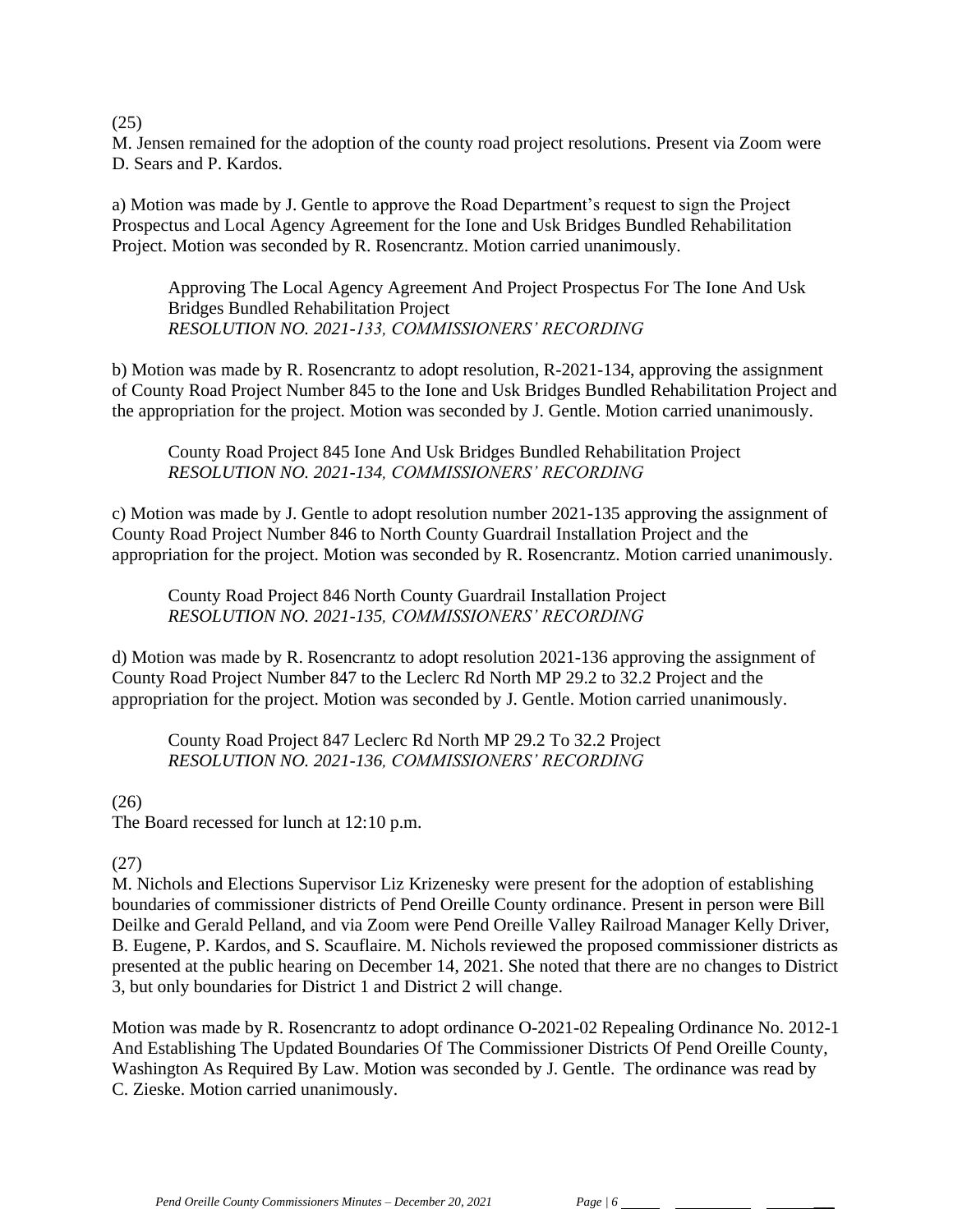(25)

M. Jensen remained for the adoption of the county road project resolutions. Present via Zoom were D. Sears and P. Kardos.

a) Motion was made by J. Gentle to approve the Road Department's request to sign the Project Prospectus and Local Agency Agreement for the Ione and Usk Bridges Bundled Rehabilitation Project. Motion was seconded by R. Rosencrantz. Motion carried unanimously.

> Approving The Local Agency Agreement And Project Prospectus For The Ione And Usk Bridges Bundled Rehabilitation Project
> *RESOLUTION NO. 2021-133, COMMISSIONERS' RECORDING*

b) Motion was made by R. Rosencrantz to adopt resolution, R-2021-134, approving the assignment of County Road Project Number 845 to the Ione and Usk Bridges Bundled Rehabilitation Project and the appropriation for the project. Motion was seconded by J. Gentle. Motion carried unanimously.

> County Road Project 845 Ione And Usk Bridges Bundled Rehabilitation Project
> *RESOLUTION NO. 2021-134, COMMISSIONERS' RECORDING*

c) Motion was made by J. Gentle to adopt resolution number 2021-135 approving the assignment of County Road Project Number 846 to North County Guardrail Installation Project and the appropriation for the project. Motion was seconded by R. Rosencrantz. Motion carried unanimously.

> County Road Project 846 North County Guardrail Installation Project
> *RESOLUTION NO. 2021-135, COMMISSIONERS' RECORDING*

d) Motion was made by R. Rosencrantz to adopt resolution 2021-136 approving the assignment of County Road Project Number 847 to the Leclerc Rd North MP 29.2 to 32.2 Project and the appropriation for the project. Motion was seconded by J. Gentle. Motion carried unanimously.

> County Road Project 847 Leclerc Rd North MP 29.2 To 32.2 Project
> *RESOLUTION NO. 2021-136, COMMISSIONERS' RECORDING*

(26)

The Board recessed for lunch at 12:10 p.m.

(27)

M. Nichols and Elections Supervisor Liz Krizenesky were present for the adoption of establishing boundaries of commissioner districts of Pend Oreille County ordinance. Present in person were Bill Deilke and Gerald Pelland, and via Zoom were Pend Oreille Valley Railroad Manager Kelly Driver, B. Eugene, P. Kardos, and S. Scauflaire. M. Nichols reviewed the proposed commissioner districts as presented at the public hearing on December 14, 2021. She noted that there are no changes to District 3, but only boundaries for District 1 and District 2 will change.

Motion was made by R. Rosencrantz to adopt ordinance O-2021-02 Repealing Ordinance No. 2012-1 And Establishing The Updated Boundaries Of The Commissioner Districts Of Pend Oreille County, Washington As Required By Law. Motion was seconded by J. Gentle. The ordinance was read by C. Zieske. Motion carried unanimously.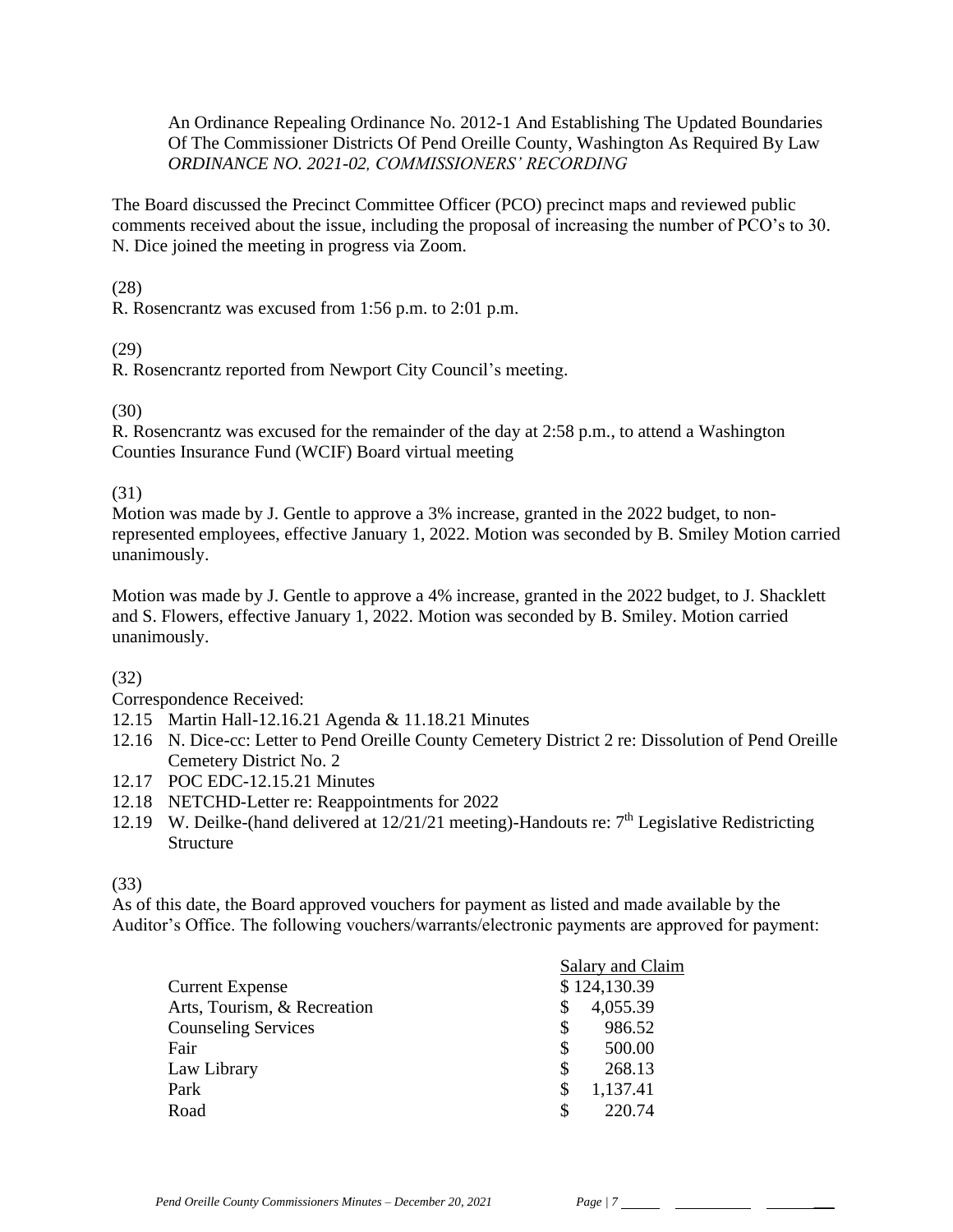An Ordinance Repealing Ordinance No. 2012-1 And Establishing The Updated Boundaries Of The Commissioner Districts Of Pend Oreille County, Washington As Required By Law
*ORDINANCE NO. 2021-02, COMMISSIONERS' RECORDING*

The Board discussed the Precinct Committee Officer (PCO) precinct maps and reviewed public comments received about the issue, including the proposal of increasing the number of PCO's to 30. N. Dice joined the meeting in progress via Zoom.

(28)
R. Rosencrantz was excused from 1:56 p.m. to 2:01 p.m.

(29)
R. Rosencrantz reported from Newport City Council's meeting.

(30)
R. Rosencrantz was excused for the remainder of the day at 2:58 p.m., to attend a Washington Counties Insurance Fund (WCIF) Board virtual meeting

(31)
Motion was made by J. Gentle to approve a 3% increase, granted in the 2022 budget, to non-represented employees, effective January 1, 2022. Motion was seconded by B. Smiley Motion carried unanimously.

Motion was made by J. Gentle to approve a 4% increase, granted in the 2022 budget, to J. Shacklett and S. Flowers, effective January 1, 2022. Motion was seconded by B. Smiley. Motion carried unanimously.

(32)
Correspondence Received:

12.15 Martin Hall-12.16.21 Agenda & 11.18.21 Minutes
12.16 N. Dice-cc: Letter to Pend Oreille County Cemetery District 2 re: Dissolution of Pend Oreille Cemetery District No. 2
12.17 POC EDC-12.15.21 Minutes
12.18 NETCHD-Letter re: Reappointments for 2022
12.19 W. Deilke-(hand delivered at 12/21/21 meeting)-Handouts re: 7th Legislative Redistricting Structure

(33)
As of this date, the Board approved vouchers for payment as listed and made available by the Auditor's Office. The following vouchers/warrants/electronic payments are approved for payment:

| | Salary and Claim |
|---|---|
| Current Expense | $ 124,130.39 |
| Arts, Tourism, & Recreation | $ 4,055.39 |
| Counseling Services | $ 986.52 |
| Fair | $ 500.00 |
| Law Library | $ 268.13 |
| Park | $ 1,137.41 |
| Road | $ 220.74 |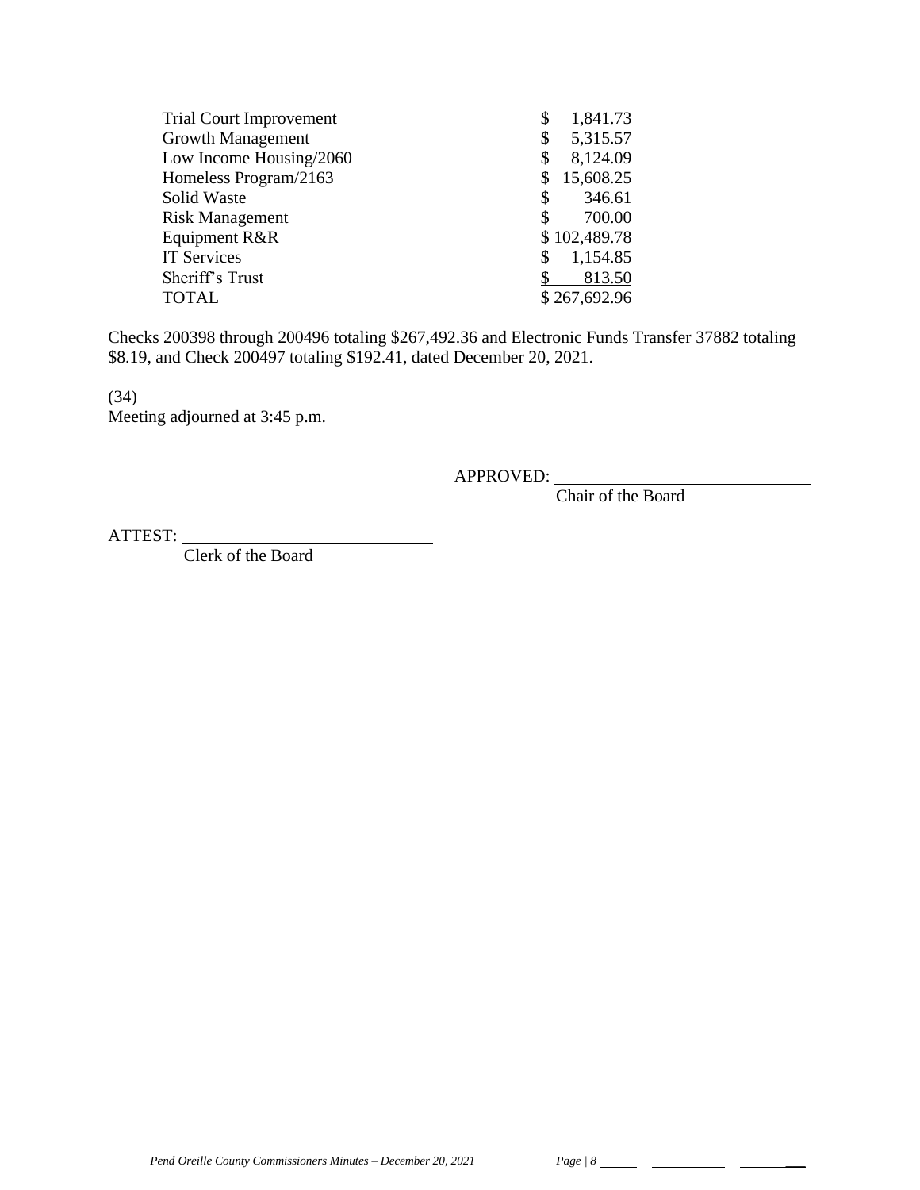| | |
|---|---|
| Trial Court Improvement | $ 1,841.73 |
| Growth Management | $ 5,315.57 |
| Low Income Housing/2060 | $ 8,124.09 |
| Homeless Program/2163 | $ 15,608.25 |
| Solid Waste | $ 346.61 |
| Risk Management | $ 700.00 |
| Equipment R&R | $ 102,489.78 |
| IT Services | $ 1,154.85 |
| Sheriff's Trust | $ 813.50 |
| TOTAL | $ 267,692.96 |

Checks 200398 through 200496 totaling $267,492.36 and Electronic Funds Transfer 37882 totaling $8.19, and Check 200497 totaling $192.41, dated December 20, 2021.

(34)
Meeting adjourned at 3:45 p.m.

APPROVED: ______________________________
Chair of the Board

ATTEST: ______________________________
Clerk of the Board